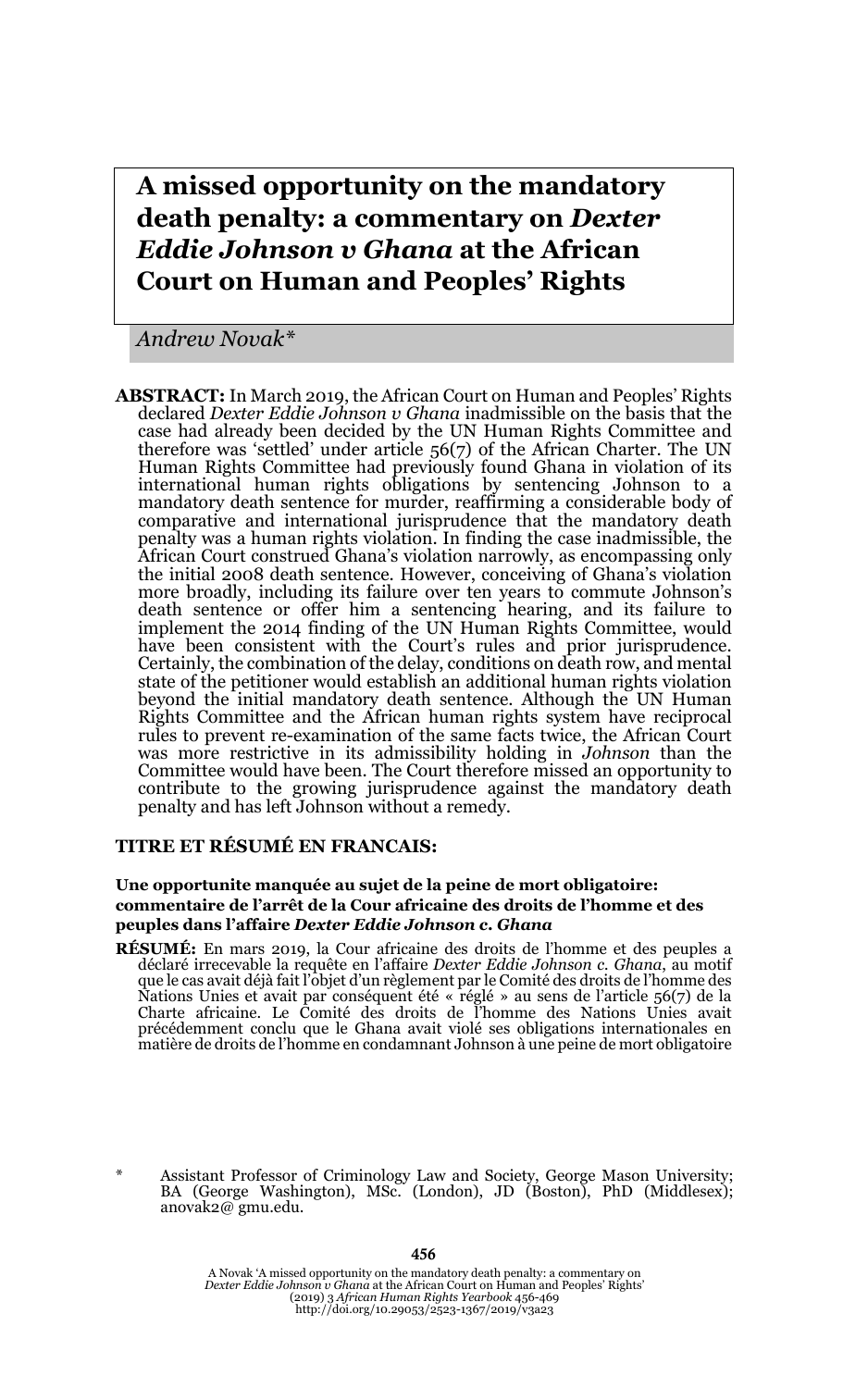# A missed opportunity on the mandatory death penalty: a commentary on *Dexter Eddie Johnson v Ghana* at the African Court on Human and Peoples' Rights

*Andrew Novak\**

**ABSTRACT:** In March 2019, the African Court on Human and Peoples' Rights declared *Dexter Eddie Johnson v Ghana* inadmissible on the basis that the case had already been decided by the UN Human Rights Committee and therefore was 'settled' under article 56(7) of the African Charter. The UN Human Rights Committee had previously found Ghana in violation of its international human rights obligations by sentencing Johnson to a mandatory death sentence for murder, reaffirming a considerable body of comparative and international jurisprudence that the mandatory death penalty was a human rights violation. In finding the case inadmissible, the African Court construed Ghana's violation narrowly, as encompassing only the initial 2008 death sentence. However, conceiving of Ghana's violation more broadly, including its failure over ten years to commute Johnson's death sentence or offer him a sentencing hearing, and its failure to implement the 2014 finding of the UN Human Rights Committee, would have been consistent with the Court's rules and prior jurisprudence. Certainly, the combination of the delay, conditions on death row, and mental state of the petitioner would establish an additional human rights violation beyond the initial mandatory death sentence. Although the UN Human Rights Committee and the African human rights system have reciprocal rules to prevent re-examination of the same facts twice, the African Court was more restrictive in its admissibility holding in *Johnson* than the Committee would have been. The Court therefore missed an opportunity to contribute to the growing jurisprudence against the mandatory death penalty and has left Johnson without a remedy.

**TITRE ET RÉSUMÉ EN FRANCAIS:**

**Une opportunite manquée au sujet de la peine de mort obligatoire: commentaire de l'arrêt de la Cour africaine des droits de l'homme et des peuples dans l'affaire *Dexter Eddie Johnson c. Ghana***

**RÉSUMÉ:** En mars 2019, la Cour africaine des droits de l'homme et des peuples a déclaré irrecevable la requête en l'affaire *Dexter Eddie Johnson c. Ghana*, au motif que le cas avait déjà fait l'objet d'un règlement par le Comité des droits de l'homme des Nations Unies et avait par conséquent été « réglé » au sens de l'article 56(7) de la Charte africaine. Le Comité des droits de l'homme des Nations Unies avait précédemment conclu que le Ghana avait violé ses obligations internationales en matière de droits de l'homme en condamnant Johnson à une peine de mort obligatoire

\* Assistant Professor of Criminology Law and Society, George Mason University; BA (George Washington), MSc. (London), JD (Boston), PhD (Middlesex); anovak2@ gmu.edu.

A Novak 'A missed opportunity on the mandatory death penalty: a commentary on *Dexter Eddie Johnson v Ghana* at the African Court on Human and Peoples' Rights' (2019) 3 *African Human Rights Yearbook* 456-469
http://doi.org/10.29053/2523-1367/2019/v3a23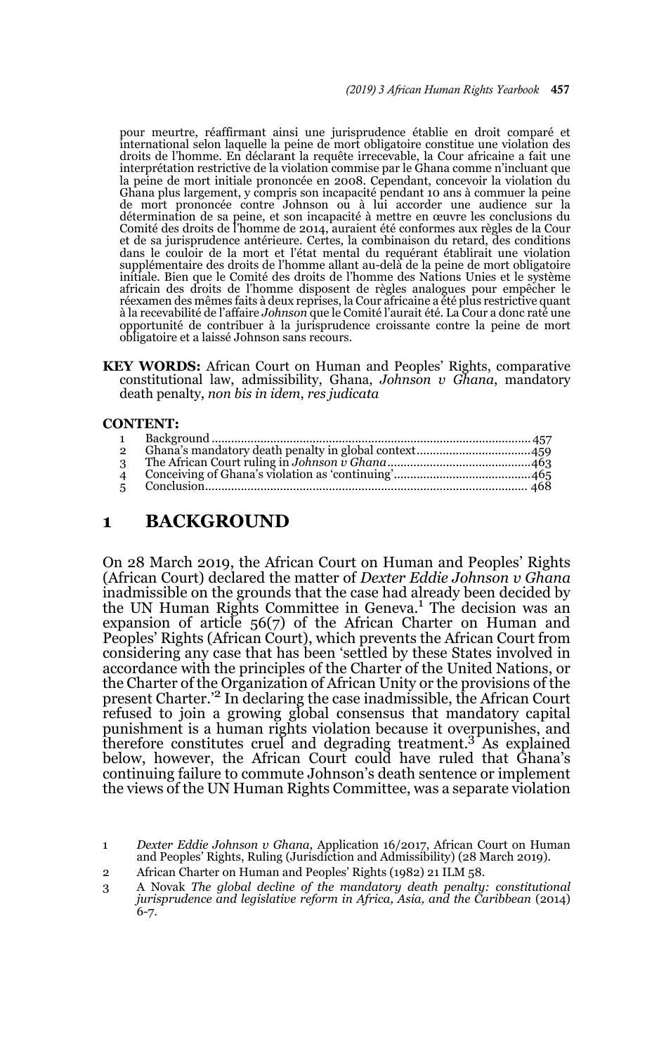pour meurtre, réaffirmant ainsi une jurisprudence établie en droit comparé et international selon laquelle la peine de mort obligatoire constitue une violation des droits de l'homme. En déclarant la requête irrecevable, la Cour africaine a fait une interprétation restrictive de la violation commise par le Ghana comme n'incluant que la peine de mort initiale prononcée en 2008. Cependant, concevoir la violation du Ghana plus largement, y compris son incapacité pendant 10 ans à commuer la peine de mort prononcée contre Johnson ou à lui accorder une audience sur la détermination de sa peine, et son incapacité à mettre en œuvre les conclusions du Comité des droits de l'homme de 2014, auraient été conformes aux règles de la Cour et de sa jurisprudence antérieure. Certes, la combinaison du retard, des conditions dans le couloir de la mort et l'état mental du requérant établirait une violation supplémentaire des droits de l'homme allant au-delà de la peine de mort obligatoire initiale. Bien que le Comité des droits de l'homme des Nations Unies et le système africain des droits de l'homme disposent de règles analogues pour empêcher le réexamen des mêmes faits à deux reprises, la Cour africaine a été plus restrictive quant à la recevabilité de l'affaire *Johnson* que le Comité l'aurait été. La Cour a donc raté une opportunité de contribuer à la jurisprudence croissante contre la peine de mort obligatoire et a laissé Johnson sans recours.

**KEY WORDS:** African Court on Human and Peoples' Rights, comparative constitutional law, admissibility, Ghana, *Johnson v Ghana*, mandatory death penalty, *non bis in idem*, *res judicata*

**CONTENT:**

1 Background ........................................................................................ 457
2 Ghana's mandatory death penalty in global context ................................ 459
3 The African Court ruling in *Johnson v Ghana* .......................................... 463
4 Conceiving of Ghana's violation as 'continuing' ........................................ 465
5 Conclusion ......................................................................................... 468

# 1 BACKGROUND

On 28 March 2019, the African Court on Human and Peoples' Rights (African Court) declared the matter of *Dexter Eddie Johnson v Ghana* inadmissible on the grounds that the case had already been decided by the UN Human Rights Committee in Geneva.[1] The decision was an expansion of article 56(7) of the African Charter on Human and Peoples' Rights (African Court), which prevents the African Court from considering any case that has been 'settled by these States involved in accordance with the principles of the Charter of the United Nations, or the Charter of the Organization of African Unity or the provisions of the present Charter.'[2] In declaring the case inadmissible, the African Court refused to join a growing global consensus that mandatory capital punishment is a human rights violation because it overpunishes, and therefore constitutes cruel and degrading treatment.[3] As explained below, however, the African Court could have ruled that Ghana's continuing failure to commute Johnson's death sentence or implement the views of the UN Human Rights Committee, was a separate violation

1 *Dexter Eddie Johnson v Ghana*, Application 16/2017, African Court on Human and Peoples' Rights, Ruling (Jurisdiction and Admissibility) (28 March 2019).

2 African Charter on Human and Peoples' Rights (1982) 21 ILM 58.

3 A Novak *The global decline of the mandatory death penalty: constitutional jurisprudence and legislative reform in Africa, Asia, and the Caribbean* (2014) 6-7.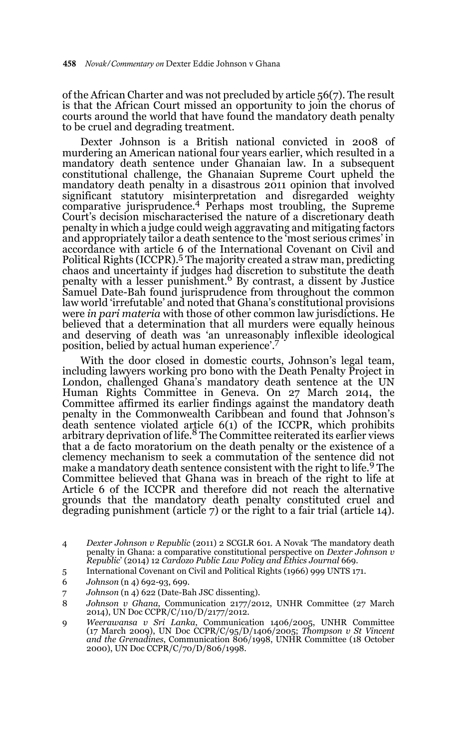of the African Charter and was not precluded by article 56(7). The result is that the African Court missed an opportunity to join the chorus of courts around the world that have found the mandatory death penalty to be cruel and degrading treatment.

Dexter Johnson is a British national convicted in 2008 of murdering an American national four years earlier, which resulted in a mandatory death sentence under Ghanaian law. In a subsequent constitutional challenge, the Ghanaian Supreme Court upheld the mandatory death penalty in a disastrous 2011 opinion that involved significant statutory misinterpretation and disregarded weighty comparative jurisprudence.[4] Perhaps most troubling, the Supreme Court's decision mischaracterised the nature of a discretionary death penalty in which a judge could weigh aggravating and mitigating factors and appropriately tailor a death sentence to the 'most serious crimes' in accordance with article 6 of the International Covenant on Civil and Political Rights (ICCPR).[5] The majority created a straw man, predicting chaos and uncertainty if judges had discretion to substitute the death penalty with a lesser punishment.[6] By contrast, a dissent by Justice Samuel Date-Bah found jurisprudence from throughout the common law world 'irrefutable' and noted that Ghana's constitutional provisions were *in pari materia* with those of other common law jurisdictions. He believed that a determination that all murders were equally heinous and deserving of death was 'an unreasonably inflexible ideological position, belied by actual human experience'.[7]

With the door closed in domestic courts, Johnson's legal team, including lawyers working pro bono with the Death Penalty Project in London, challenged Ghana's mandatory death sentence at the UN Human Rights Committee in Geneva. On 27 March 2014, the Committee affirmed its earlier findings against the mandatory death penalty in the Commonwealth Caribbean and found that Johnson's death sentence violated article 6(1) of the ICCPR, which prohibits arbitrary deprivation of life.[8] The Committee reiterated its earlier views that a de facto moratorium on the death penalty or the existence of a clemency mechanism to seek a commutation of the sentence did not make a mandatory death sentence consistent with the right to life.[9] The Committee believed that Ghana was in breach of the right to life at Article 6 of the ICCPR and therefore did not reach the alternative grounds that the mandatory death penalty constituted cruel and degrading punishment (article 7) or the right to a fair trial (article 14).

4 *Dexter Johnson v Republic* (2011) 2 SCGLR 601. A Novak 'The mandatory death penalty in Ghana: a comparative constitutional perspective on *Dexter Johnson v Republic*' (2014) 12 *Cardozo Public Law Policy and Ethics Journal* 669.

5 International Covenant on Civil and Political Rights (1966) 999 UNTS 171.

6 *Johnson* (n 4) 692-93, 699.

7 *Johnson* (n 4) 622 (Date-Bah JSC dissenting).

8 *Johnson v Ghana*, Communication 2177/2012, UNHR Committee (27 March 2014), UN Doc CCPR/C/110/D/2177/2012.

9 *Weerawansa v Sri Lanka*, Communication 1406/2005, UNHR Committee (17 March 2009), UN Doc CCPR/C/95/D/1406/2005; *Thompson v St Vincent and the Grenadines*, Communication 806/1998, UNHR Committee (18 October 2000), UN Doc CCPR/C/70/D/806/1998.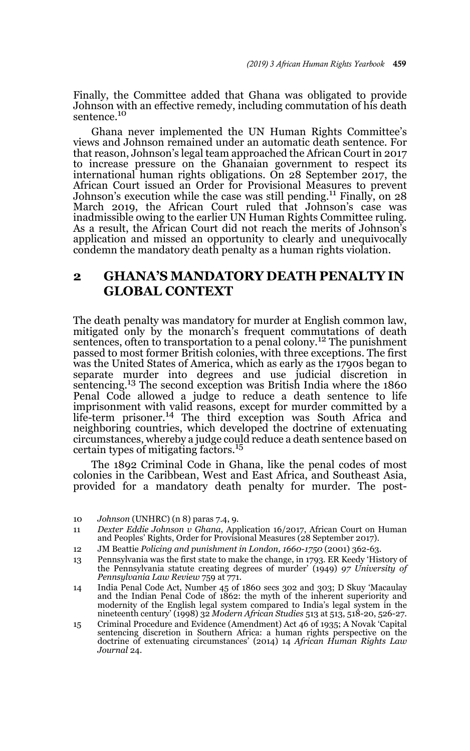Finally, the Committee added that Ghana was obligated to provide Johnson with an effective remedy, including commutation of his death sentence.[10]

Ghana never implemented the UN Human Rights Committee's views and Johnson remained under an automatic death sentence. For that reason, Johnson's legal team approached the African Court in 2017 to increase pressure on the Ghanaian government to respect its international human rights obligations. On 28 September 2017, the African Court issued an Order for Provisional Measures to prevent Johnson's execution while the case was still pending.[11] Finally, on 28 March 2019, the African Court ruled that Johnson's case was inadmissible owing to the earlier UN Human Rights Committee ruling. As a result, the African Court did not reach the merits of Johnson's application and missed an opportunity to clearly and unequivocally condemn the mandatory death penalty as a human rights violation.

## 2 GHANA'S MANDATORY DEATH PENALTY IN GLOBAL CONTEXT

The death penalty was mandatory for murder at English common law, mitigated only by the monarch's frequent commutations of death sentences, often to transportation to a penal colony.[12] The punishment passed to most former British colonies, with three exceptions. The first was the United States of America, which as early as the 1790s began to separate murder into degrees and use judicial discretion in sentencing.[13] The second exception was British India where the 1860 Penal Code allowed a judge to reduce a death sentence to life imprisonment with valid reasons, except for murder committed by a life-term prisoner.[14] The third exception was South Africa and neighboring countries, which developed the doctrine of extenuating circumstances, whereby a judge could reduce a death sentence based on certain types of mitigating factors.[15]

The 1892 Criminal Code in Ghana, like the penal codes of most colonies in the Caribbean, West and East Africa, and Southeast Asia, provided for a mandatory death penalty for murder. The post-

10 *Johnson* (UNHRC) (n 8) paras 7.4, 9.

11 *Dexter Eddie Johnson v Ghana*, Application 16/2017, African Court on Human and Peoples' Rights, Order for Provisional Measures (28 September 2017).

12 JM Beattie *Policing and punishment in London, 1660-1750* (2001) 362-63.

13 Pennsylvania was the first state to make the change, in 1793. ER Keedy 'History of the Pennsylvania statute creating degrees of murder' (1949) *97 University of Pennsylvania Law Review* 759 at 771.

14 India Penal Code Act, Number 45 of 1860 secs 302 and 303; D Skuy 'Macaulay and the Indian Penal Code of 1862: the myth of the inherent superiority and modernity of the English legal system compared to India's legal system in the nineteenth century' (1998) 32 *Modern African Studies* 513 at 513, 518-20, 526-27.

15 Criminal Procedure and Evidence (Amendment) Act 46 of 1935; A Novak 'Capital sentencing discretion in Southern Africa: a human rights perspective on the doctrine of extenuating circumstances' (2014) 14 *African Human Rights Law Journal* 24.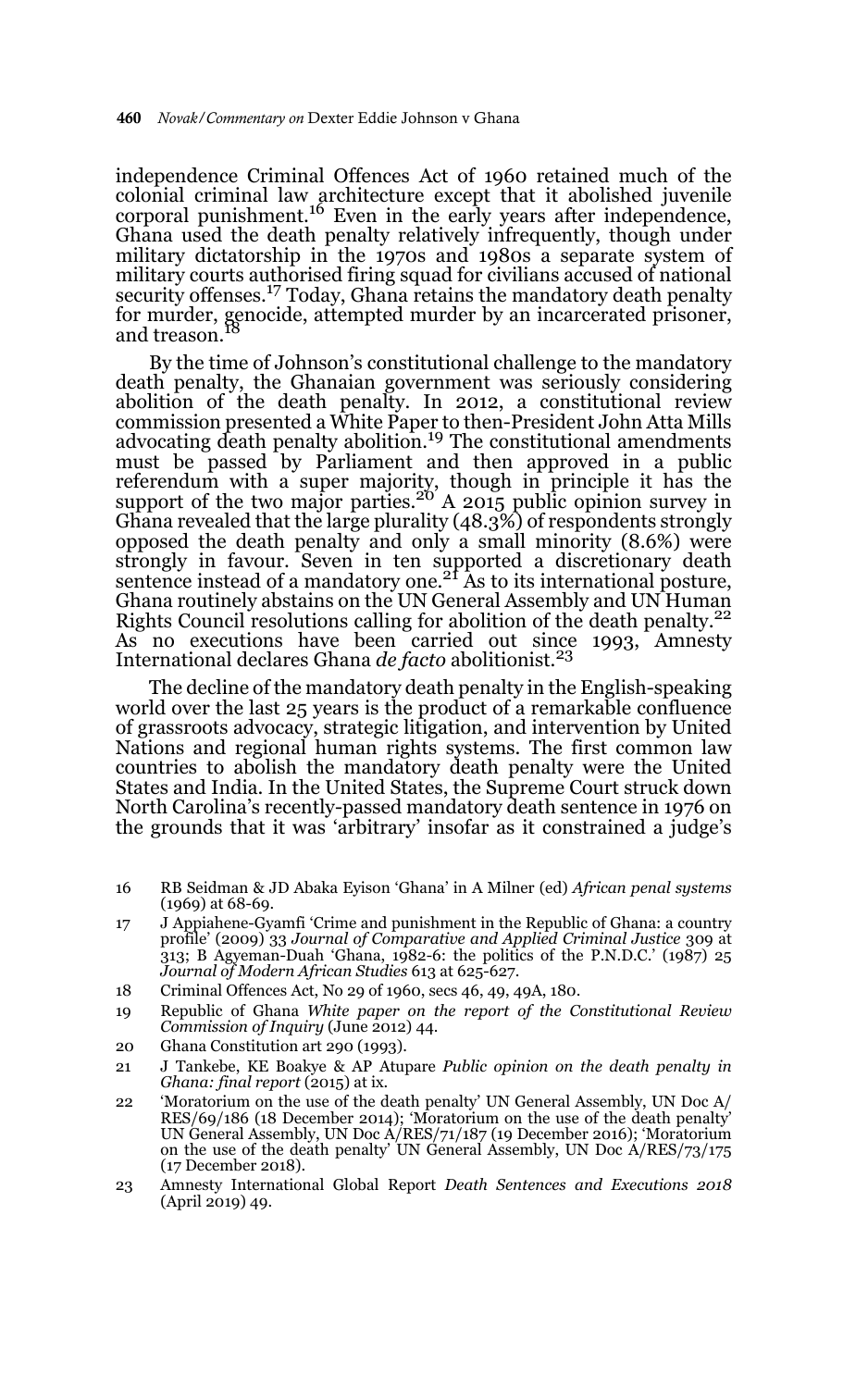independence Criminal Offences Act of 1960 retained much of the colonial criminal law architecture except that it abolished juvenile corporal punishment.[16] Even in the early years after independence, Ghana used the death penalty relatively infrequently, though under military dictatorship in the 1970s and 1980s a separate system of military courts authorised firing squad for civilians accused of national security offenses.[17] Today, Ghana retains the mandatory death penalty for murder, genocide, attempted murder by an incarcerated prisoner, and treason.[18]

By the time of Johnson's constitutional challenge to the mandatory death penalty, the Ghanaian government was seriously considering abolition of the death penalty. In 2012, a constitutional review commission presented a White Paper to then-President John Atta Mills advocating death penalty abolition.[19] The constitutional amendments must be passed by Parliament and then approved in a public referendum with a super majority, though in principle it has the support of the two major parties.[20] A 2015 public opinion survey in Ghana revealed that the large plurality (48.3%) of respondents strongly opposed the death penalty and only a small minority (8.6%) were strongly in favour. Seven in ten supported a discretionary death sentence instead of a mandatory one.[21] As to its international posture, Ghana routinely abstains on the UN General Assembly and UN Human Rights Council resolutions calling for abolition of the death penalty.[22] As no executions have been carried out since 1993, Amnesty International declares Ghana *de facto* abolitionist.[23]

The decline of the mandatory death penalty in the English-speaking world over the last 25 years is the product of a remarkable confluence of grassroots advocacy, strategic litigation, and intervention by United Nations and regional human rights systems. The first common law countries to abolish the mandatory death penalty were the United States and India. In the United States, the Supreme Court struck down North Carolina's recently-passed mandatory death sentence in 1976 on the grounds that it was 'arbitrary' insofar as it constrained a judge's

16 RB Seidman & JD Abaka Eyison 'Ghana' in A Milner (ed) *African penal systems* (1969) at 68-69.

17 J Appiahene-Gyamfi 'Crime and punishment in the Republic of Ghana: a country profile' (2009) 33 *Journal of Comparative and Applied Criminal Justice* 309 at 313; B Agyeman-Duah 'Ghana, 1982-6: the politics of the P.N.D.C.' (1987) 25 *Journal of Modern African Studies* 613 at 625-627.

18 Criminal Offences Act, No 29 of 1960, secs 46, 49, 49A, 180.

19 Republic of Ghana *White paper on the report of the Constitutional Review Commission of Inquiry* (June 2012) 44.

20 Ghana Constitution art 290 (1993).

21 J Tankebe, KE Boakye & AP Atupare *Public opinion on the death penalty in Ghana: final report* (2015) at ix.

22 'Moratorium on the use of the death penalty' UN General Assembly, UN Doc A/RES/69/186 (18 December 2014); 'Moratorium on the use of the death penalty' UN General Assembly, UN Doc A/RES/71/187 (19 December 2016); 'Moratorium on the use of the death penalty' UN General Assembly, UN Doc A/RES/73/175 (17 December 2018).

23 Amnesty International Global Report *Death Sentences and Executions 2018* (April 2019) 49.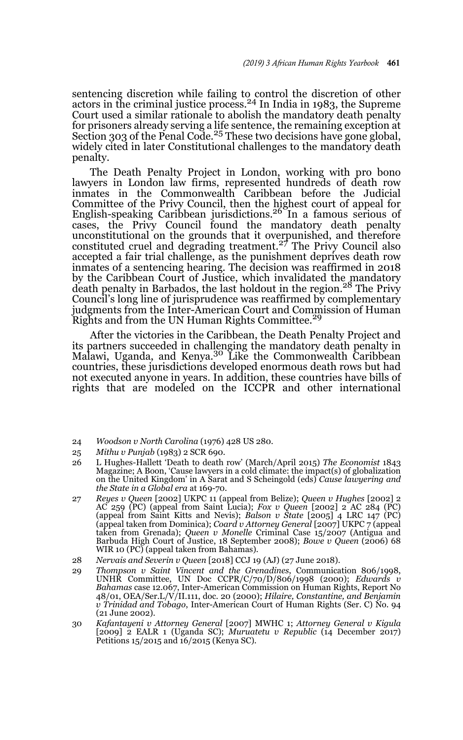sentencing discretion while failing to control the discretion of other actors in the criminal justice process.[24] In India in 1983, the Supreme Court used a similar rationale to abolish the mandatory death penalty for prisoners already serving a life sentence, the remaining exception at Section 303 of the Penal Code.[25] These two decisions have gone global, widely cited in later Constitutional challenges to the mandatory death penalty.

The Death Penalty Project in London, working with pro bono lawyers in London law firms, represented hundreds of death row inmates in the Commonwealth Caribbean before the Judicial Committee of the Privy Council, then the highest court of appeal for English-speaking Caribbean jurisdictions.[26] In a famous serious of cases, the Privy Council found the mandatory death penalty unconstitutional on the grounds that it overpunished, and therefore constituted cruel and degrading treatment.[27] The Privy Council also accepted a fair trial challenge, as the punishment deprives death row inmates of a sentencing hearing. The decision was reaffirmed in 2018 by the Caribbean Court of Justice, which invalidated the mandatory death penalty in Barbados, the last holdout in the region.[28] The Privy Council's long line of jurisprudence was reaffirmed by complementary judgments from the Inter-American Court and Commission of Human Rights and from the UN Human Rights Committee.[29]

After the victories in the Caribbean, the Death Penalty Project and its partners succeeded in challenging the mandatory death penalty in Malawi, Uganda, and Kenya.[30] Like the Commonwealth Caribbean countries, these jurisdictions developed enormous death rows but had not executed anyone in years. In addition, these countries have bills of rights that are modeled on the ICCPR and other international

---

24 *Woodson v North Carolina* (1976) 428 US 280.

25 *Mithu v Punjab* (1983) 2 SCR 690.

26 L Hughes-Hallett 'Death to death row' (March/April 2015) *The Economist* 1843 Magazine; A Boon, 'Cause lawyers in a cold climate: the impact(s) of globalization on the United Kingdom' in A Sarat and S Scheingold (eds) *Cause lawyering and the State in a Global era* at 169-70.

27 *Reyes v Queen* [2002] UKPC 11 (appeal from Belize); *Queen v Hughes* [2002] 2 AC 259 (PC) (appeal from Saint Lucia); *Fox v Queen* [2002] 2 AC 284 (PC) (appeal from Saint Kitts and Nevis); *Balson v State* [2005] 4 LRC 147 (PC) (appeal taken from Dominica); *Coard v Attorney General* [2007] UKPC 7 (appeal taken from Grenada); *Queen v Monelle* Criminal Case 15/2007 (Antigua and Barbuda High Court of Justice, 18 September 2008); *Bowe v Queen* (2006) 68 WIR 10 (PC) (appeal taken from Bahamas).

28 *Nervais and Severin v Queen* [2018] CCJ 19 (AJ) (27 June 2018).

29 *Thompson v Saint Vincent and the Grenadines*, Communication 806/1998, UNHR Committee, UN Doc CCPR/C/70/D/806/1998 (2000); *Edwards v Bahamas* case 12.067, Inter-American Commission on Human Rights, Report No 48/01, OEA/Ser.L/V/II.111, doc. 20 (2000); *Hilaire, Constantine, and Benjamin v Trinidad and Tobago*, Inter-American Court of Human Rights (Ser. C) No. 94 (21 June 2002).

30 *Kafantayeni v Attorney General* [2007] MWHC 1; *Attorney General v Kigula* [2009] 2 EALR 1 (Uganda SC); *Muruatetu v Republic* (14 December 2017) Petitions 15/2015 and 16/2015 (Kenya SC).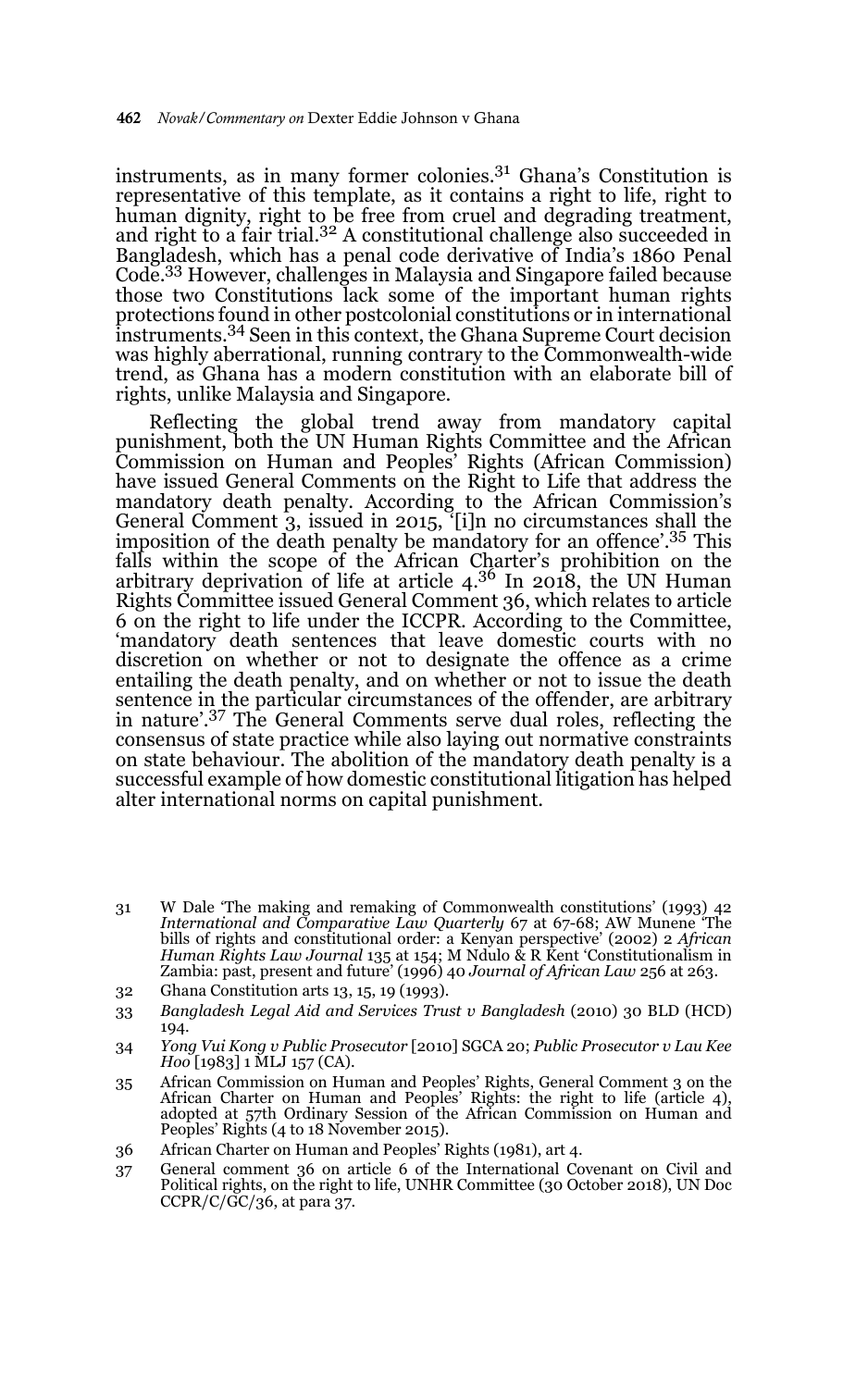instruments, as in many former colonies.[31] Ghana's Constitution is representative of this template, as it contains a right to life, right to human dignity, right to be free from cruel and degrading treatment, and right to a fair trial.[32] A constitutional challenge also succeeded in Bangladesh, which has a penal code derivative of India's 1860 Penal Code.[33] However, challenges in Malaysia and Singapore failed because those two Constitutions lack some of the important human rights protections found in other postcolonial constitutions or in international instruments.[34] Seen in this context, the Ghana Supreme Court decision was highly aberrational, running contrary to the Commonwealth-wide trend, as Ghana has a modern constitution with an elaborate bill of rights, unlike Malaysia and Singapore.

Reflecting the global trend away from mandatory capital punishment, both the UN Human Rights Committee and the African Commission on Human and Peoples' Rights (African Commission) have issued General Comments on the Right to Life that address the mandatory death penalty. According to the African Commission's General Comment 3, issued in 2015, '[i]n no circumstances shall the imposition of the death penalty be mandatory for an offence'.[35] This falls within the scope of the African Charter's prohibition on the arbitrary deprivation of life at article 4.[36] In 2018, the UN Human Rights Committee issued General Comment 36, which relates to article 6 on the right to life under the ICCPR. According to the Committee, 'mandatory death sentences that leave domestic courts with no discretion on whether or not to designate the offence as a crime entailing the death penalty, and on whether or not to issue the death sentence in the particular circumstances of the offender, are arbitrary in nature'.[37] The General Comments serve dual roles, reflecting the consensus of state practice while also laying out normative constraints on state behaviour. The abolition of the mandatory death penalty is a successful example of how domestic constitutional litigation has helped alter international norms on capital punishment.

31 W Dale 'The making and remaking of Commonwealth constitutions' (1993) 42 *International and Comparative Law Quarterly* 67 at 67-68; AW Munene 'The bills of rights and constitutional order: a Kenyan perspective' (2002) 2 *African Human Rights Law Journal* 135 at 154; M Ndulo & R Kent 'Constitutionalism in Zambia: past, present and future' (1996) 40 *Journal of African Law* 256 at 263.

32 Ghana Constitution arts 13, 15, 19 (1993).

33 *Bangladesh Legal Aid and Services Trust v Bangladesh* (2010) 30 BLD (HCD) 194.

34 *Yong Vui Kong v Public Prosecutor* [2010] SGCA 20; *Public Prosecutor v Lau Kee Hoo* [1983] 1 MLJ 157 (CA).

35 African Commission on Human and Peoples' Rights, General Comment 3 on the African Charter on Human and Peoples' Rights: the right to life (article 4), adopted at 57th Ordinary Session of the African Commission on Human and Peoples' Rights (4 to 18 November 2015).

36 African Charter on Human and Peoples' Rights (1981), art 4.

37 General comment 36 on article 6 of the International Covenant on Civil and Political rights, on the right to life, UNHR Committee (30 October 2018), UN Doc CCPR/C/GC/36, at para 37.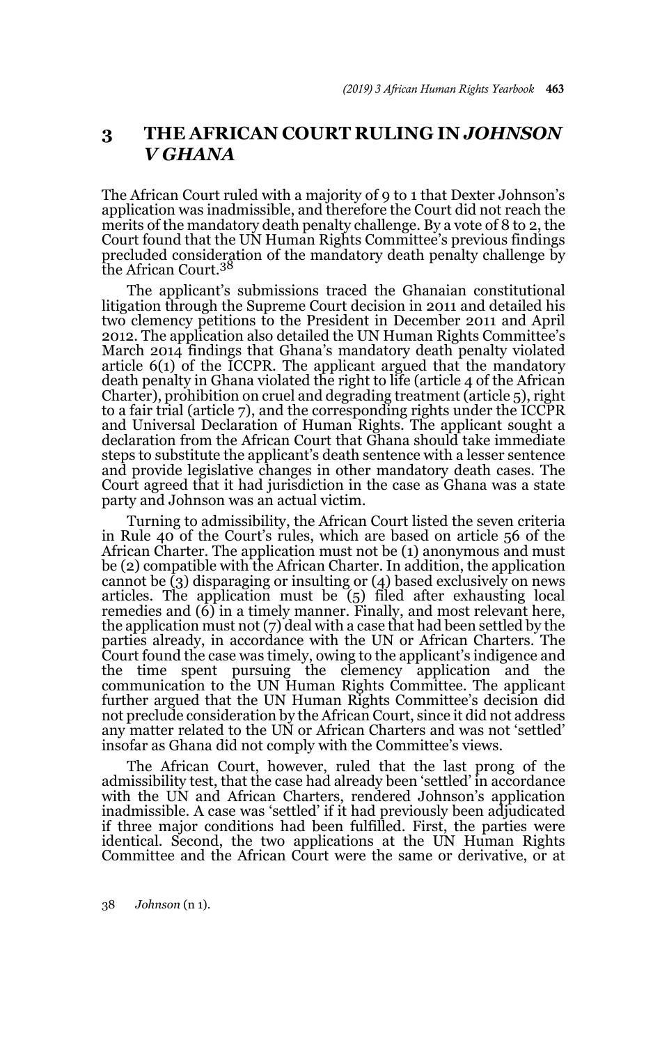## 3 THE AFRICAN COURT RULING IN *JOHNSON V GHANA*

The African Court ruled with a majority of 9 to 1 that Dexter Johnson's application was inadmissible, and therefore the Court did not reach the merits of the mandatory death penalty challenge. By a vote of 8 to 2, the Court found that the UN Human Rights Committee's previous findings precluded consideration of the mandatory death penalty challenge by the African Court.[38]

The applicant's submissions traced the Ghanaian constitutional litigation through the Supreme Court decision in 2011 and detailed his two clemency petitions to the President in December 2011 and April 2012. The application also detailed the UN Human Rights Committee's March 2014 findings that Ghana's mandatory death penalty violated article 6(1) of the ICCPR. The applicant argued that the mandatory death penalty in Ghana violated the right to life (article 4 of the African Charter), prohibition on cruel and degrading treatment (article 5), right to a fair trial (article 7), and the corresponding rights under the ICCPR and Universal Declaration of Human Rights. The applicant sought a declaration from the African Court that Ghana should take immediate steps to substitute the applicant's death sentence with a lesser sentence and provide legislative changes in other mandatory death cases. The Court agreed that it had jurisdiction in the case as Ghana was a state party and Johnson was an actual victim.

Turning to admissibility, the African Court listed the seven criteria in Rule 40 of the Court's rules, which are based on article 56 of the African Charter. The application must not be (1) anonymous and must be (2) compatible with the African Charter. In addition, the application cannot be (3) disparaging or insulting or (4) based exclusively on news articles. The application must be (5) filed after exhausting local remedies and (6) in a timely manner. Finally, and most relevant here, the application must not (7) deal with a case that had been settled by the parties already, in accordance with the UN or African Charters. The Court found the case was timely, owing to the applicant's indigence and the time spent pursuing the clemency application and the communication to the UN Human Rights Committee. The applicant further argued that the UN Human Rights Committee's decision did not preclude consideration by the African Court, since it did not address any matter related to the UN or African Charters and was not 'settled' insofar as Ghana did not comply with the Committee's views.

The African Court, however, ruled that the last prong of the admissibility test, that the case had already been 'settled' in accordance with the UN and African Charters, rendered Johnson's application inadmissible. A case was 'settled' if it had previously been adjudicated if three major conditions had been fulfilled. First, the parties were identical. Second, the two applications at the UN Human Rights Committee and the African Court were the same or derivative, or at

38 *Johnson* (n 1).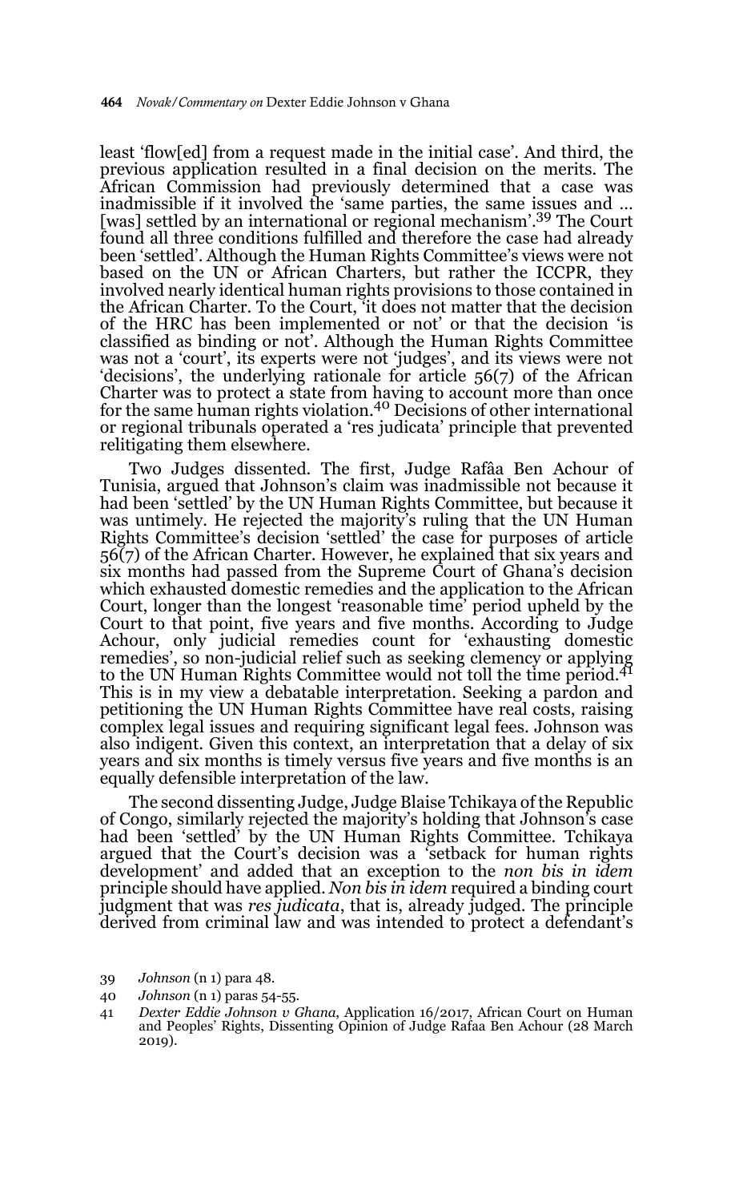least 'flow[ed] from a request made in the initial case'. And third, the previous application resulted in a final decision on the merits. The African Commission had previously determined that a case was inadmissible if it involved the 'same parties, the same issues and … [was] settled by an international or regional mechanism'.[39] The Court found all three conditions fulfilled and therefore the case had already been 'settled'. Although the Human Rights Committee's views were not based on the UN or African Charters, but rather the ICCPR, they involved nearly identical human rights provisions to those contained in the African Charter. To the Court, 'it does not matter that the decision of the HRC has been implemented or not' or that the decision 'is classified as binding or not'. Although the Human Rights Committee was not a 'court', its experts were not 'judges', and its views were not 'decisions', the underlying rationale for article 56(7) of the African Charter was to protect a state from having to account more than once for the same human rights violation.[40] Decisions of other international or regional tribunals operated a 'res judicata' principle that prevented relitigating them elsewhere.

Two Judges dissented. The first, Judge Rafâa Ben Achour of Tunisia, argued that Johnson's claim was inadmissible not because it had been 'settled' by the UN Human Rights Committee, but because it was untimely. He rejected the majority's ruling that the UN Human Rights Committee's decision 'settled' the case for purposes of article 56(7) of the African Charter. However, he explained that six years and six months had passed from the Supreme Court of Ghana's decision which exhausted domestic remedies and the application to the African Court, longer than the longest 'reasonable time' period upheld by the Court to that point, five years and five months. According to Judge Achour, only judicial remedies count for 'exhausting domestic remedies', so non-judicial relief such as seeking clemency or applying to the UN Human Rights Committee would not toll the time period.[41] This is in my view a debatable interpretation. Seeking a pardon and petitioning the UN Human Rights Committee have real costs, raising complex legal issues and requiring significant legal fees. Johnson was also indigent. Given this context, an interpretation that a delay of six years and six months is timely versus five years and five months is an equally defensible interpretation of the law.

The second dissenting Judge, Judge Blaise Tchikaya of the Republic of Congo, similarly rejected the majority's holding that Johnson's case had been 'settled' by the UN Human Rights Committee. Tchikaya argued that the Court's decision was a 'setback for human rights development' and added that an exception to the *non bis in idem* principle should have applied. *Non bis in idem* required a binding court judgment that was *res judicata*, that is, already judged. The principle derived from criminal law and was intended to protect a defendant's

---

39 *Johnson* (n 1) para 48.

40 *Johnson* (n 1) paras 54-55.

41 *Dexter Eddie Johnson v Ghana*, Application 16/2017, African Court on Human and Peoples' Rights, Dissenting Opinion of Judge Rafaa Ben Achour (28 March 2019).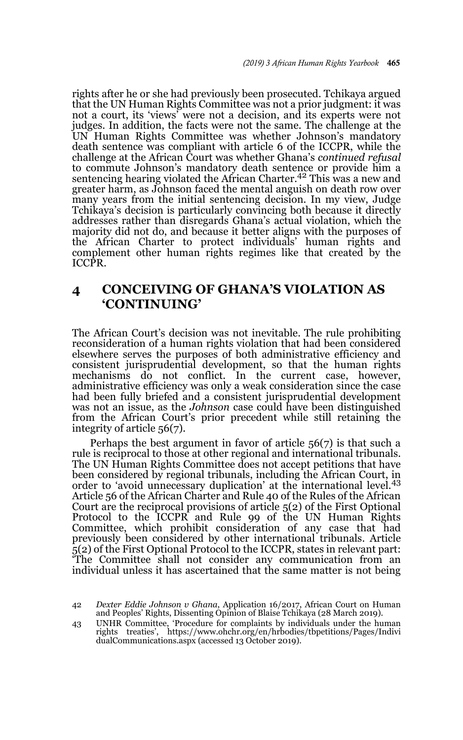rights after he or she had previously been prosecuted. Tchikaya argued that the UN Human Rights Committee was not a prior judgment: it was not a court, its 'views' were not a decision, and its experts were not judges. In addition, the facts were not the same. The challenge at the UN Human Rights Committee was whether Johnson's mandatory death sentence was compliant with article 6 of the ICCPR, while the challenge at the African Court was whether Ghana's *continued refusal* to commute Johnson's mandatory death sentence or provide him a sentencing hearing violated the African Charter.[42] This was a new and greater harm, as Johnson faced the mental anguish on death row over many years from the initial sentencing decision. In my view, Judge Tchikaya's decision is particularly convincing both because it directly addresses rather than disregards Ghana's actual violation, which the majority did not do, and because it better aligns with the purposes of the African Charter to protect individuals' human rights and complement other human rights regimes like that created by the ICCPR.

## 4 CONCEIVING OF GHANA'S VIOLATION AS 'CONTINUING'

The African Court's decision was not inevitable. The rule prohibiting reconsideration of a human rights violation that had been considered elsewhere serves the purposes of both administrative efficiency and consistent jurisprudential development, so that the human rights mechanisms do not conflict. In the current case, however, administrative efficiency was only a weak consideration since the case had been fully briefed and a consistent jurisprudential development was not an issue, as the *Johnson* case could have been distinguished from the African Court's prior precedent while still retaining the integrity of article 56(7).

Perhaps the best argument in favor of article 56(7) is that such a rule is reciprocal to those at other regional and international tribunals. The UN Human Rights Committee does not accept petitions that have been considered by regional tribunals, including the African Court, in order to 'avoid unnecessary duplication' at the international level.[43] Article 56 of the African Charter and Rule 40 of the Rules of the African Court are the reciprocal provisions of article 5(2) of the First Optional Protocol to the ICCPR and Rule 99 of the UN Human Rights Committee, which prohibit consideration of any case that had previously been considered by other international tribunals. Article 5(2) of the First Optional Protocol to the ICCPR, states in relevant part: 'The Committee shall not consider any communication from an individual unless it has ascertained that the same matter is not being

---

42 *Dexter Eddie Johnson v Ghana*, Application 16/2017, African Court on Human and Peoples' Rights, Dissenting Opinion of Blaise Tchikaya (28 March 2019).

43 UNHR Committee, 'Procedure for complaints by individuals under the human rights treaties', https://www.ohchr.org/en/hrbodies/tbpetitions/Pages/IndividualCommunications.aspx (accessed 13 October 2019).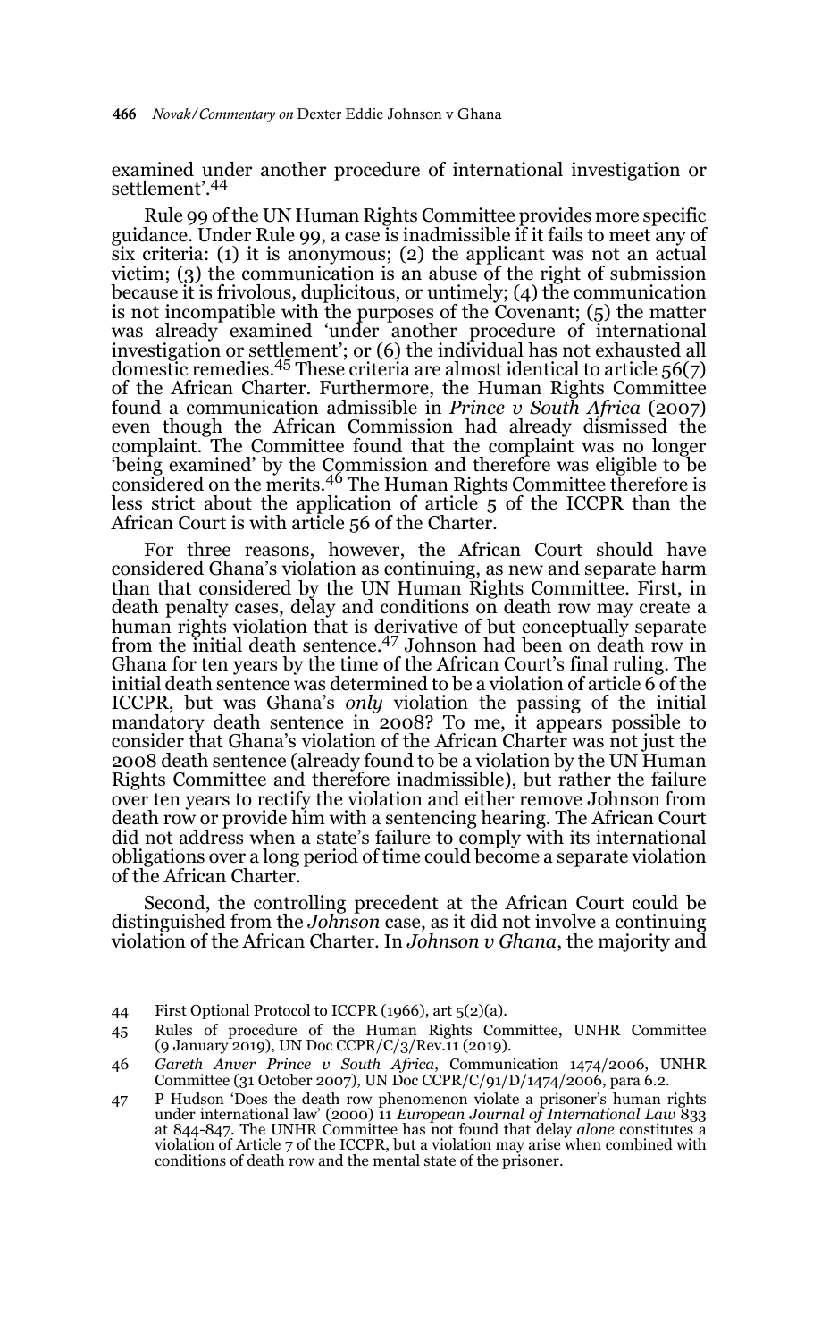examined under another procedure of international investigation or settlement'.[44]

Rule 99 of the UN Human Rights Committee provides more specific guidance. Under Rule 99, a case is inadmissible if it fails to meet any of six criteria: (1) it is anonymous; (2) the applicant was not an actual victim; (3) the communication is an abuse of the right of submission because it is frivolous, duplicitous, or untimely; (4) the communication is not incompatible with the purposes of the Covenant; (5) the matter was already examined 'under another procedure of international investigation or settlement'; or (6) the individual has not exhausted all domestic remedies.[45] These criteria are almost identical to article 56(7) of the African Charter. Furthermore, the Human Rights Committee found a communication admissible in *Prince v South Africa* (2007) even though the African Commission had already dismissed the complaint. The Committee found that the complaint was no longer 'being examined' by the Commission and therefore was eligible to be considered on the merits.[46] The Human Rights Committee therefore is less strict about the application of article 5 of the ICCPR than the African Court is with article 56 of the Charter.

For three reasons, however, the African Court should have considered Ghana's violation as continuing, as new and separate harm than that considered by the UN Human Rights Committee. First, in death penalty cases, delay and conditions on death row may create a human rights violation that is derivative of but conceptually separate from the initial death sentence.[47] Johnson had been on death row in Ghana for ten years by the time of the African Court's final ruling. The initial death sentence was determined to be a violation of article 6 of the ICCPR, but was Ghana's *only* violation the passing of the initial mandatory death sentence in 2008? To me, it appears possible to consider that Ghana's violation of the African Charter was not just the 2008 death sentence (already found to be a violation by the UN Human Rights Committee and therefore inadmissible), but rather the failure over ten years to rectify the violation and either remove Johnson from death row or provide him with a sentencing hearing. The African Court did not address when a state's failure to comply with its international obligations over a long period of time could become a separate violation of the African Charter.

Second, the controlling precedent at the African Court could be distinguished from the *Johnson* case, as it did not involve a continuing violation of the African Charter. In *Johnson v Ghana*, the majority and

44 First Optional Protocol to ICCPR (1966), art 5(2)(a).

45 Rules of procedure of the Human Rights Committee, UNHR Committee (9 January 2019), UN Doc CCPR/C/3/Rev.11 (2019).

46 *Gareth Anver Prince v South Africa*, Communication 1474/2006, UNHR Committee (31 October 2007), UN Doc CCPR/C/91/D/1474/2006, para 6.2.

47 P Hudson 'Does the death row phenomenon violate a prisoner's human rights under international law' (2000) 11 *European Journal of International Law* 833 at 844-847. The UNHR Committee has not found that delay *alone* constitutes a violation of Article 7 of the ICCPR, but a violation may arise when combined with conditions of death row and the mental state of the prisoner.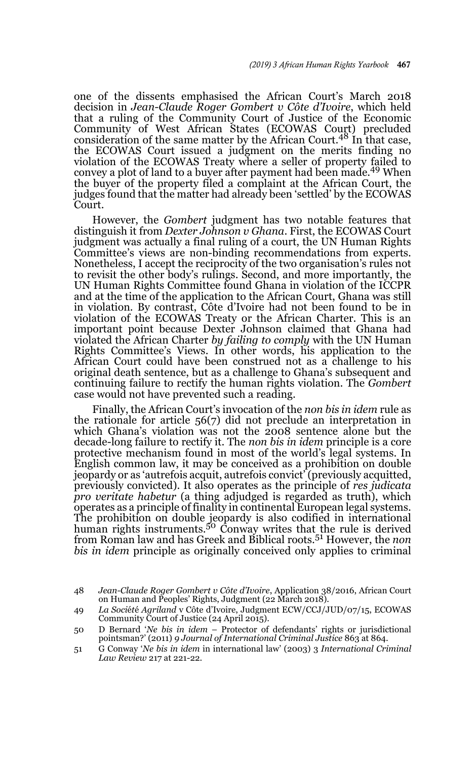one of the dissents emphasised the African Court's March 2018 decision in *Jean-Claude Roger Gombert v Côte d'Ivoire*, which held that a ruling of the Community Court of Justice of the Economic Community of West African States (ECOWAS Court) precluded consideration of the same matter by the African Court.[48] In that case, the ECOWAS Court issued a judgment on the merits finding no violation of the ECOWAS Treaty where a seller of property failed to convey a plot of land to a buyer after payment had been made.[49] When the buyer of the property filed a complaint at the African Court, the judges found that the matter had already been 'settled' by the ECOWAS Court.

However, the *Gombert* judgment has two notable features that distinguish it from *Dexter Johnson v Ghana*. First, the ECOWAS Court judgment was actually a final ruling of a court, the UN Human Rights Committee's views are non-binding recommendations from experts. Nonetheless, I accept the reciprocity of the two organisation's rules not to revisit the other body's rulings. Second, and more importantly, the UN Human Rights Committee found Ghana in violation of the ICCPR and at the time of the application to the African Court, Ghana was still in violation. By contrast, Côte d'Ivoire had not been found to be in violation of the ECOWAS Treaty or the African Charter. This is an important point because Dexter Johnson claimed that Ghana had violated the African Charter *by failing to comply* with the UN Human Rights Committee's Views. In other words, his application to the African Court could have been construed not as a challenge to his original death sentence, but as a challenge to Ghana's subsequent and continuing failure to rectify the human rights violation. The *Gombert* case would not have prevented such a reading.

Finally, the African Court's invocation of the *non bis in idem* rule as the rationale for article 56(7) did not preclude an interpretation in which Ghana's violation was not the 2008 sentence alone but the decade-long failure to rectify it. The *non bis in idem* principle is a core protective mechanism found in most of the world's legal systems. In English common law, it may be conceived as a prohibition on double jeopardy or as 'autrefois acquit, autrefois convict' (previously acquitted, previously convicted). It also operates as the principle of *res judicata pro veritate habetur* (a thing adjudged is regarded as truth), which operates as a principle of finality in continental European legal systems. The prohibition on double jeopardy is also codified in international human rights instruments.[50] Conway writes that the rule is derived from Roman law and has Greek and Biblical roots.[51] However, the *non bis in idem* principle as originally conceived only applies to criminal

48 *Jean-Claude Roger Gombert v Côte d'Ivoire*, Application 38/2016, African Court on Human and Peoples' Rights, Judgment (22 March 2018).

49 *La Société Agriland* v Côte d'Ivoire, Judgment ECW/CCJ/JUD/07/15, ECOWAS Community Court of Justice (24 April 2015).

50 D Bernard '*Ne bis in idem* – Protector of defendants' rights or jurisdictional pointsman?' (2011) 9 *Journal of International Criminal Justice* 863 at 864.

51 G Conway '*Ne bis in idem* in international law' (2003) 3 *International Criminal Law Review* 217 at 221-22.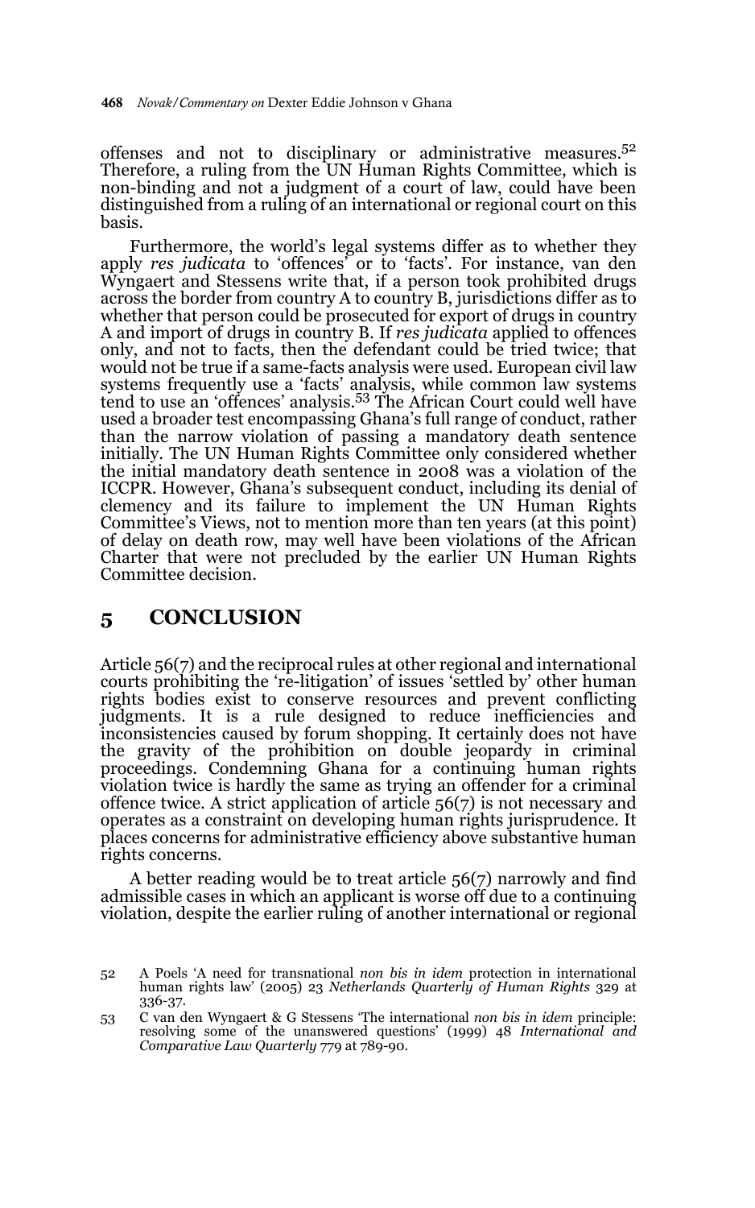offenses and not to disciplinary or administrative measures.[52] Therefore, a ruling from the UN Human Rights Committee, which is non-binding and not a judgment of a court of law, could have been distinguished from a ruling of an international or regional court on this basis.

Furthermore, the world's legal systems differ as to whether they apply *res judicata* to 'offences' or to 'facts'. For instance, van den Wyngaert and Stessens write that, if a person took prohibited drugs across the border from country A to country B, jurisdictions differ as to whether that person could be prosecuted for export of drugs in country A and import of drugs in country B. If *res judicata* applied to offences only, and not to facts, then the defendant could be tried twice; that would not be true if a same-facts analysis were used. European civil law systems frequently use a 'facts' analysis, while common law systems tend to use an 'offences' analysis.[53] The African Court could well have used a broader test encompassing Ghana's full range of conduct, rather than the narrow violation of passing a mandatory death sentence initially. The UN Human Rights Committee only considered whether the initial mandatory death sentence in 2008 was a violation of the ICCPR. However, Ghana's subsequent conduct, including its denial of clemency and its failure to implement the UN Human Rights Committee's Views, not to mention more than ten years (at this point) of delay on death row, may well have been violations of the African Charter that were not precluded by the earlier UN Human Rights Committee decision.

## 5 CONCLUSION

Article 56(7) and the reciprocal rules at other regional and international courts prohibiting the 're-litigation' of issues 'settled by' other human rights bodies exist to conserve resources and prevent conflicting judgments. It is a rule designed to reduce inefficiencies and inconsistencies caused by forum shopping. It certainly does not have the gravity of the prohibition on double jeopardy in criminal proceedings. Condemning Ghana for a continuing human rights violation twice is hardly the same as trying an offender for a criminal offence twice. A strict application of article 56(7) is not necessary and operates as a constraint on developing human rights jurisprudence. It places concerns for administrative efficiency above substantive human rights concerns.

A better reading would be to treat article 56(7) narrowly and find admissible cases in which an applicant is worse off due to a continuing violation, despite the earlier ruling of another international or regional

---

52 A Poels 'A need for transnational *non bis in idem* protection in international human rights law' (2005) 23 *Netherlands Quarterly of Human Rights* 329 at 336-37.

53 C van den Wyngaert & G Stessens 'The international *non bis in idem* principle: resolving some of the unanswered questions' (1999) 48 *International and Comparative Law Quarterly* 779 at 789-90.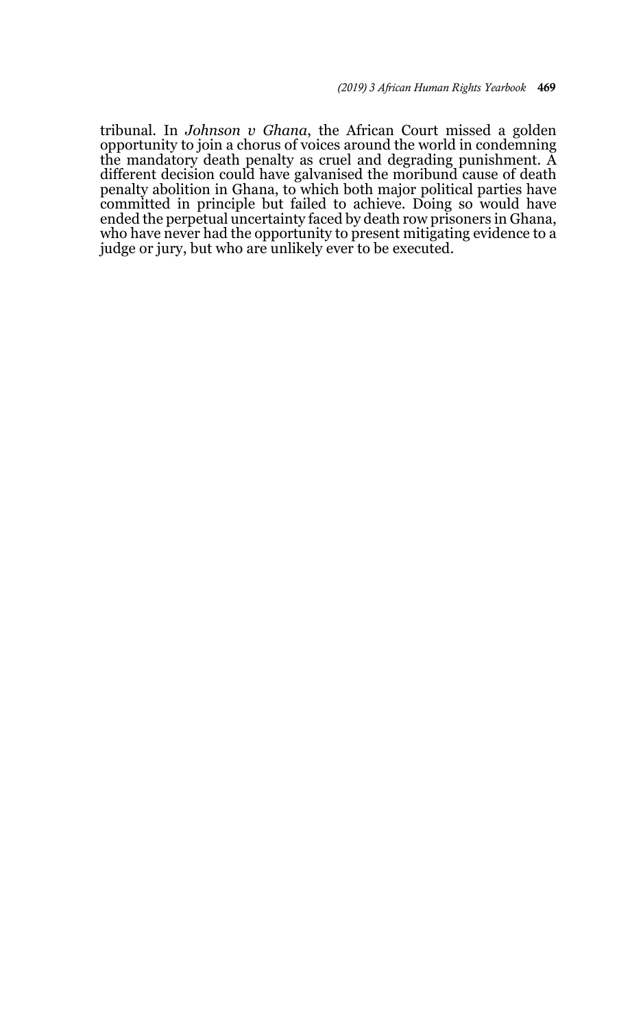tribunal. In *Johnson v Ghana*, the African Court missed a golden opportunity to join a chorus of voices around the world in condemning the mandatory death penalty as cruel and degrading punishment. A different decision could have galvanised the moribund cause of death penalty abolition in Ghana, to which both major political parties have committed in principle but failed to achieve. Doing so would have ended the perpetual uncertainty faced by death row prisoners in Ghana, who have never had the opportunity to present mitigating evidence to a judge or jury, but who are unlikely ever to be executed.